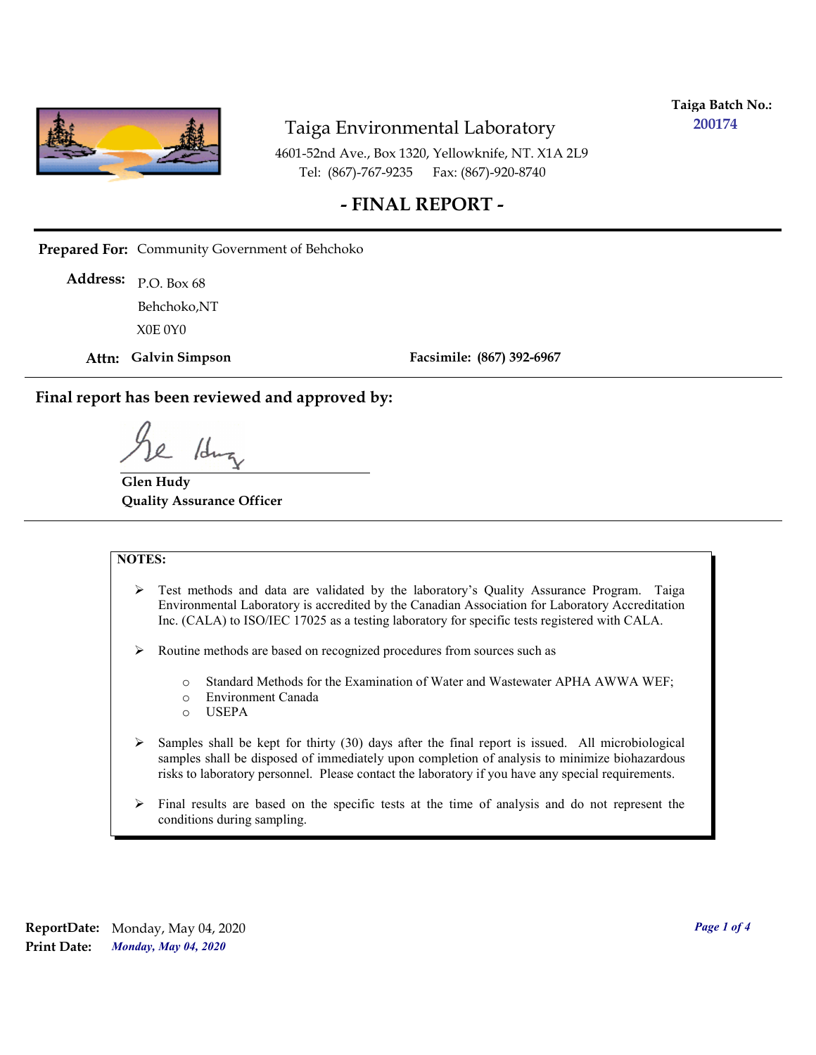**Taiga Batch No.:** 200174

# Taiga Environmental Laboratory

4601-52nd Ave., Box 1320, Yellowknife, NT. X1A 2L9
Tel: (867)-767-9235 Fax: (867)-920-8740

## - FINAL REPORT -

**Prepared For:** Community Government of Behchoko

**Address:** P.O. Box 68
Behchoko,NT
X0E 0Y0

**Attn:** **Galvin Simpson** **Facsimile:** **(867) 392-6967**

---

**Final report has been reviewed and approved by:**

**Glen Hudy**
**Quality Assurance Officer**

---

**NOTES:**

- Test methods and data are validated by the laboratory's Quality Assurance Program. Taiga Environmental Laboratory is accredited by the Canadian Association for Laboratory Accreditation Inc. (CALA) to ISO/IEC 17025 as a testing laboratory for specific tests registered with CALA.
- Routine methods are based on recognized procedures from sources such as
  - Standard Methods for the Examination of Water and Wastewater APHA AWWA WEF;
  - Environment Canada
  - USEPA
- Samples shall be kept for thirty (30) days after the final report is issued. All microbiological samples shall be disposed of immediately upon completion of analysis to minimize biohazardous risks to laboratory personnel. Please contact the laboratory if you have any special requirements.
- Final results are based on the specific tests at the time of analysis and do not represent the conditions during sampling.

**ReportDate:** Monday, May 04, 2020
**Print Date:** *Monday, May 04, 2020*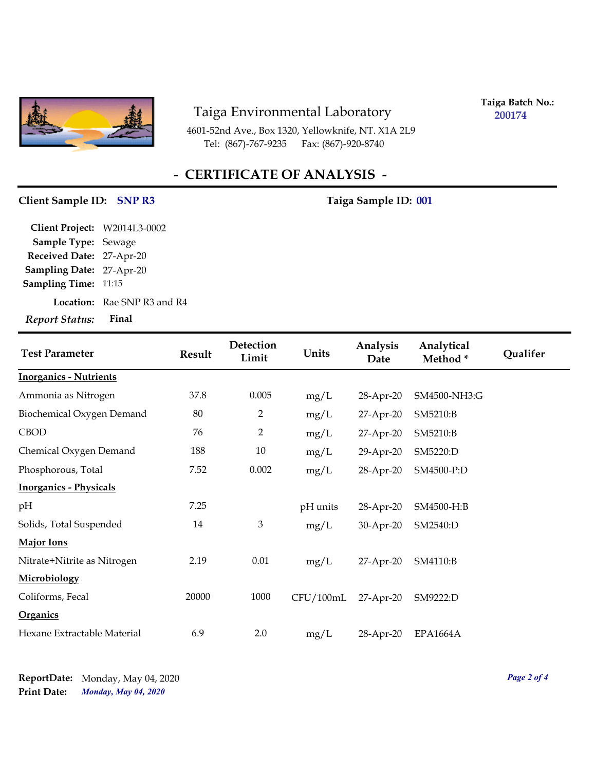# Taiga Environmental Laboratory

4601-52nd Ave., Box 1320, Yellowknife, NT. X1A 2L9
Tel: (867)-767-9235 Fax: (867)-920-8740

**Taiga Batch No.:** 200174

## - CERTIFICATE OF ANALYSIS -

**Client Sample ID:** SNP R3

**Taiga Sample ID:** 001

**Client Project:** W2014L3-0002
**Sample Type:** Sewage
**Received Date:** 27-Apr-20
**Sampling Date:** 27-Apr-20
**Sampling Time:** 11:15
**Location:** Rae SNP R3 and R4
***Report Status:*** **Final**

| Test Parameter | Result | Detection Limit | Units | Analysis Date | Analytical Method * | Qualifer |
|---|---|---|---|---|---|---|
| **Inorganics - Nutrients** | | | | | | |
| Ammonia as Nitrogen | 37.8 | 0.005 | mg/L | 28-Apr-20 | SM4500-NH3:G | |
| Biochemical Oxygen Demand | 80 | 2 | mg/L | 27-Apr-20 | SM5210:B | |
| CBOD | 76 | 2 | mg/L | 27-Apr-20 | SM5210:B | |
| Chemical Oxygen Demand | 188 | 10 | mg/L | 29-Apr-20 | SM5220:D | |
| Phosphorous, Total | 7.52 | 0.002 | mg/L | 28-Apr-20 | SM4500-P:D | |
| **Inorganics - Physicals** | | | | | | |
| pH | 7.25 | | pH units | 28-Apr-20 | SM4500-H:B | |
| Solids, Total Suspended | 14 | 3 | mg/L | 30-Apr-20 | SM2540:D | |
| **Major Ions** | | | | | | |
| Nitrate+Nitrite as Nitrogen | 2.19 | 0.01 | mg/L | 27-Apr-20 | SM4110:B | |
| **Microbiology** | | | | | | |
| Coliforms, Fecal | 20000 | 1000 | CFU/100mL | 27-Apr-20 | SM9222:D | |
| **Organics** | | | | | | |
| Hexane Extractable Material | 6.9 | 2.0 | mg/L | 28-Apr-20 | EPA1664A | |

**ReportDate:** Monday, May 04, 2020
**Print Date:** *Monday, May 04, 2020*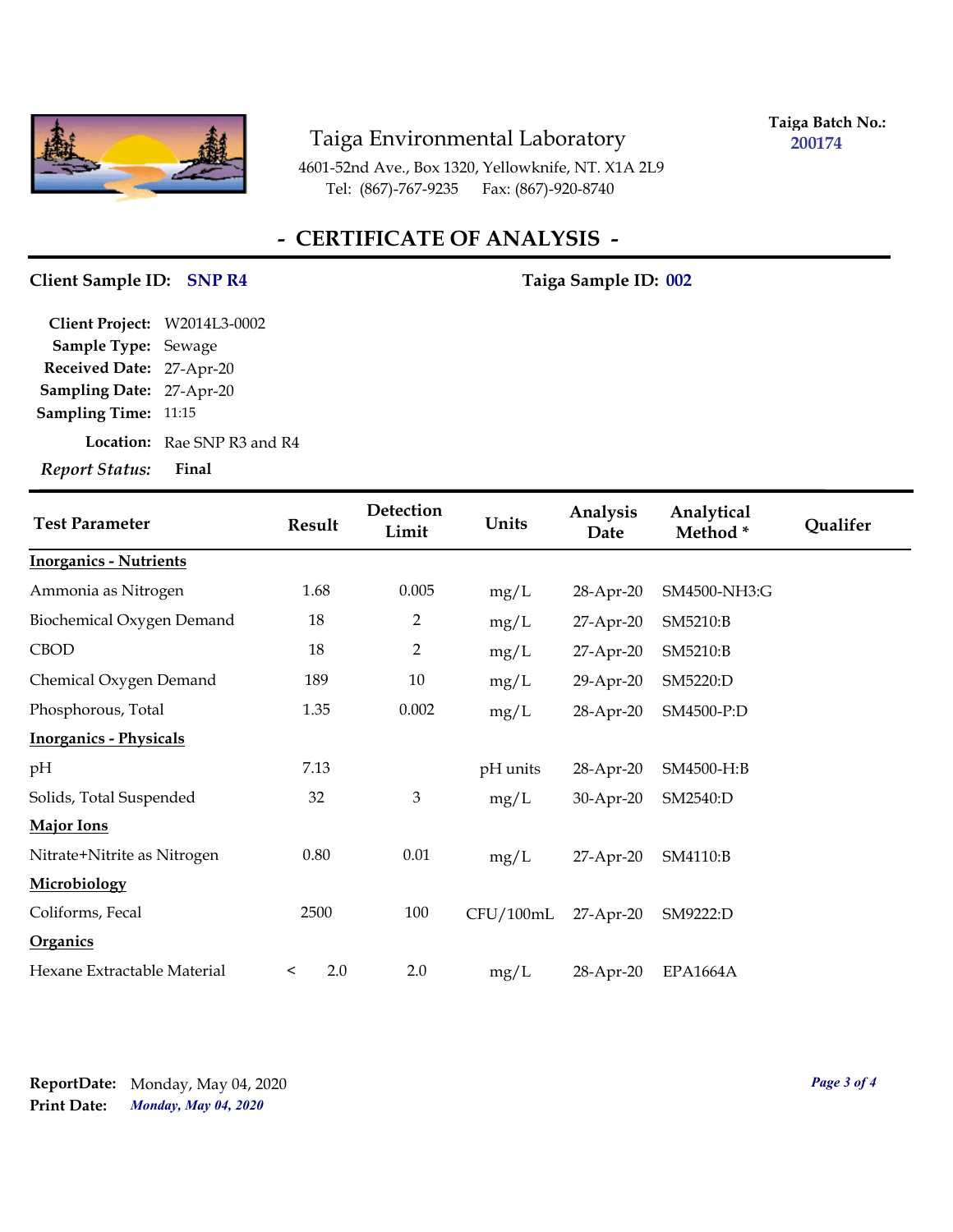# Taiga Environmental Laboratory

4601-52nd Ave., Box 1320, Yellowknife, NT. X1A 2L9
Tel: (867)-767-9235 Fax: (867)-920-8740

**Taiga Batch No.:** 200174

## - CERTIFICATE OF ANALYSIS -

**Client Sample ID:** SNP R4 **Taiga Sample ID:** 002

**Client Project:** W2014L3-0002
**Sample Type:** Sewage
**Received Date:** 27-Apr-20
**Sampling Date:** 27-Apr-20
**Sampling Time:** 11:15
**Location:** Rae SNP R3 and R4
*Report Status:* **Final**

| Test Parameter | Result | Detection Limit | Units | Analysis Date | Analytical Method * | Qualifer |
|---|---|---|---|---|---|---|
| **Inorganics - Nutrients** | | | | | | |
| Ammonia as Nitrogen | 1.68 | 0.005 | mg/L | 28-Apr-20 | SM4500-NH3:G | |
| Biochemical Oxygen Demand | 18 | 2 | mg/L | 27-Apr-20 | SM5210:B | |
| CBOD | 18 | 2 | mg/L | 27-Apr-20 | SM5210:B | |
| Chemical Oxygen Demand | 189 | 10 | mg/L | 29-Apr-20 | SM5220:D | |
| Phosphorous, Total | 1.35 | 0.002 | mg/L | 28-Apr-20 | SM4500-P:D | |
| **Inorganics - Physicals** | | | | | | |
| pH | 7.13 | | pH units | 28-Apr-20 | SM4500-H:B | |
| Solids, Total Suspended | 32 | 3 | mg/L | 30-Apr-20 | SM2540:D | |
| **Major Ions** | | | | | | |
| Nitrate+Nitrite as Nitrogen | 0.80 | 0.01 | mg/L | 27-Apr-20 | SM4110:B | |
| **Microbiology** | | | | | | |
| Coliforms, Fecal | 2500 | 100 | CFU/100mL | 27-Apr-20 | SM9222:D | |
| **Organics** | | | | | | |
| Hexane Extractable Material | < 2.0 | 2.0 | mg/L | 28-Apr-20 | EPA1664A | |

**ReportDate:** Monday, May 04, 2020
**Print Date:** *Monday, May 04, 2020*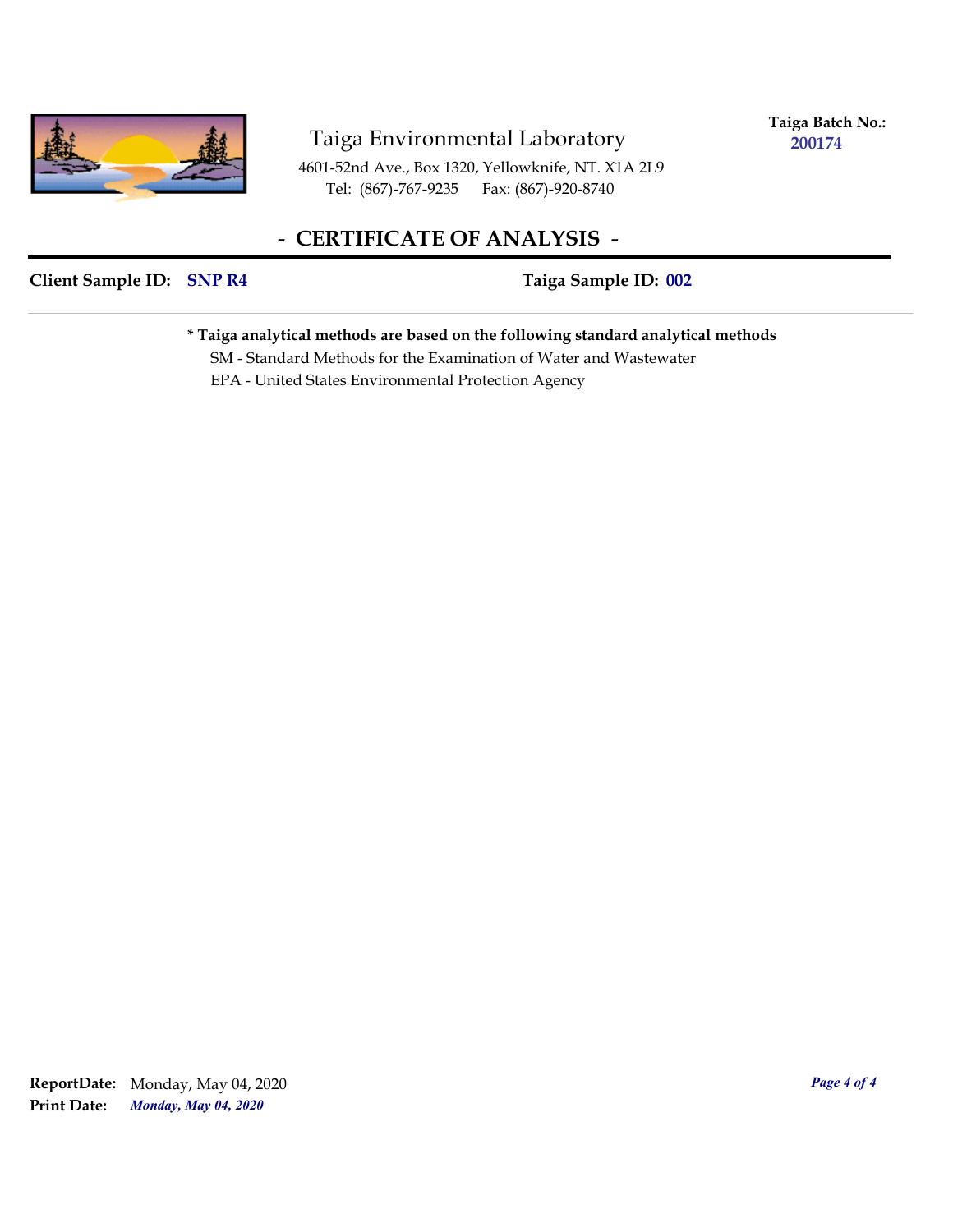Taiga Environmental Laboratory

4601-52nd Ave., Box 1320, Yellowknife, NT. X1A 2L9
Tel: (867)-767-9235 Fax: (867)-920-8740

**Taiga Batch No.:** 200174

## - CERTIFICATE OF ANALYSIS -

**Client Sample ID:** **SNP R4** **Taiga Sample ID:** **002**

**\* Taiga analytical methods are based on the following standard analytical methods**

SM - Standard Methods for the Examination of Water and Wastewater

EPA - United States Environmental Protection Agency

**ReportDate:** Monday, May 04, 2020
**Print Date:** ***Monday, May 04, 2020***